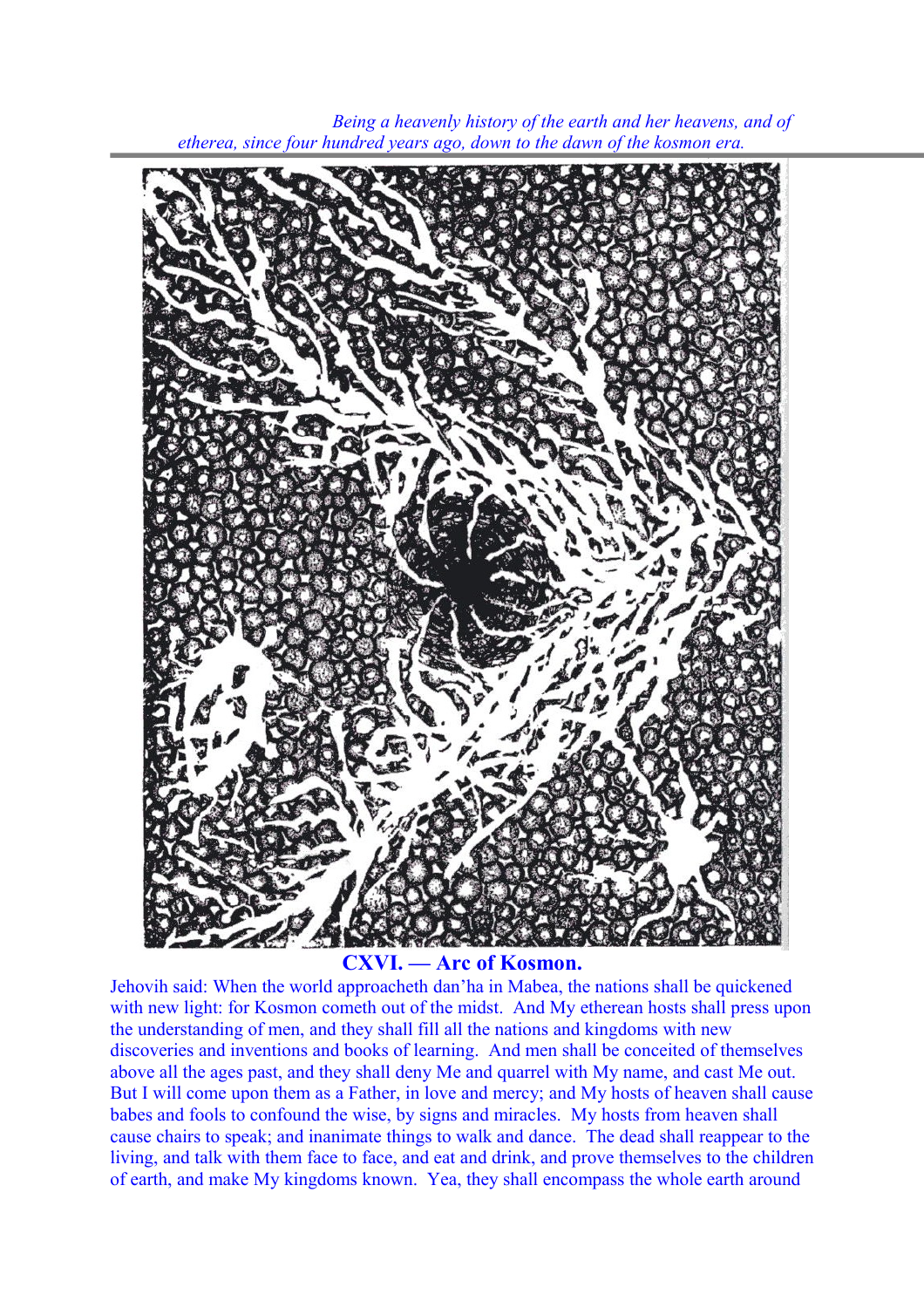*Being a heavenly history of the earth and her heavens, and of etherea, since four hundred years ago, down to the dawn of the kosmon era.*

**CXVI. — Arc of Kosmon.**

Jehovih said: When the world approacheth dan'ha in Mabea, the nations shall be quickened with new light: for Kosmon cometh out of the midst. And My etherean hosts shall press upon the understanding of men, and they shall fill all the nations and kingdoms with new discoveries and inventions and books of learning. And men shall be conceited of themselves above all the ages past, and they shall deny Me and quarrel with My name, and cast Me out. But I will come upon them as a Father, in love and mercy; and My hosts of heaven shall cause babes and fools to confound the wise, by signs and miracles. My hosts from heaven shall cause chairs to speak; and inanimate things to walk and dance. The dead shall reappear to the living, and talk with them face to face, and eat and drink, and prove themselves to the children of earth, and make My kingdoms known. Yea, they shall encompass the whole earth around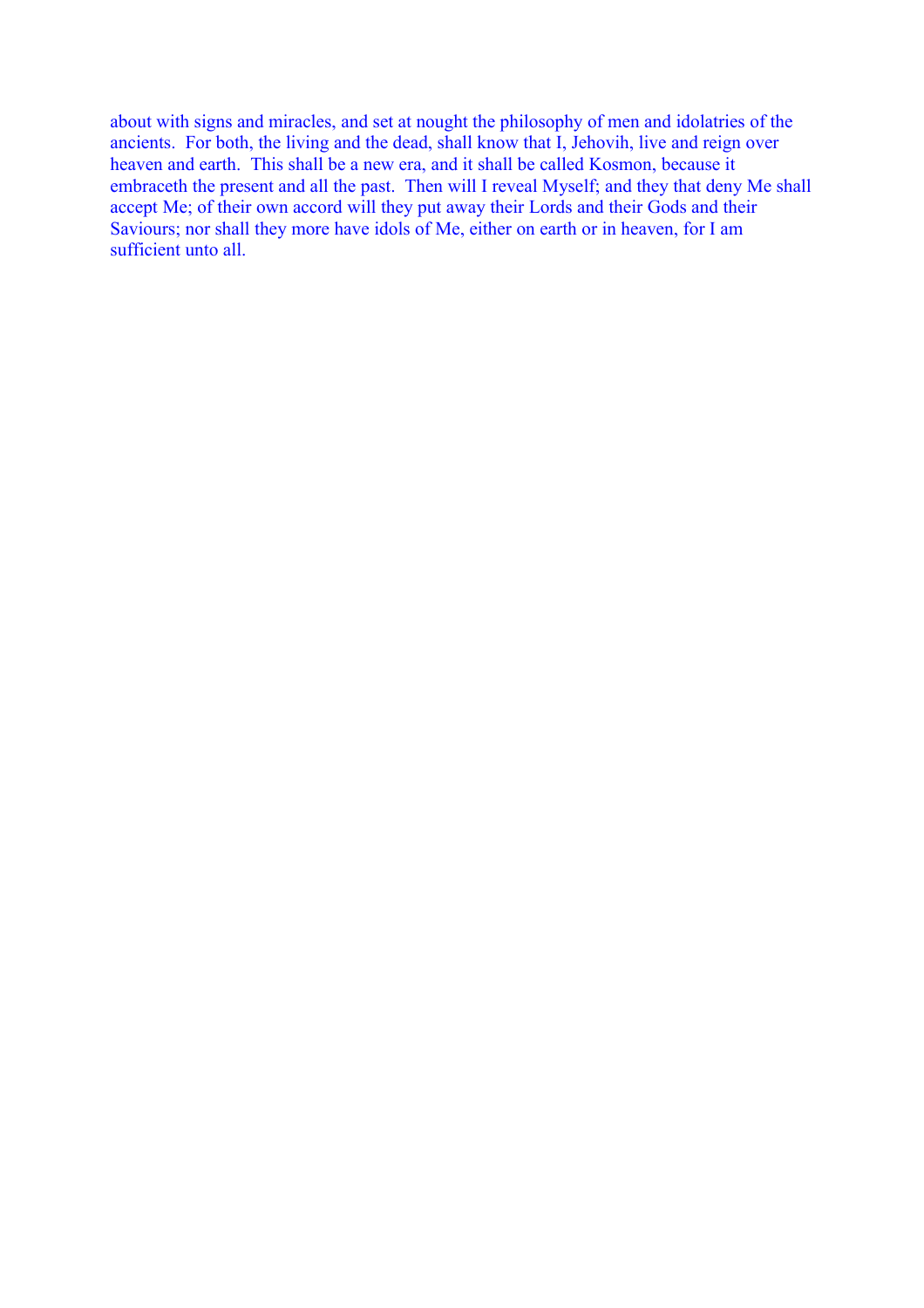about with signs and miracles, and set at nought the philosophy of men and idolatries of the ancients. For both, the living and the dead, shall know that I, Jehovih, live and reign over heaven and earth. This shall be a new era, and it shall be called Kosmon, because it embraceth the present and all the past. Then will I reveal Myself; and they that deny Me shall accept Me; of their own accord will they put away their Lords and their Gods and their Saviours; nor shall they more have idols of Me, either on earth or in heaven, for I am sufficient unto all.